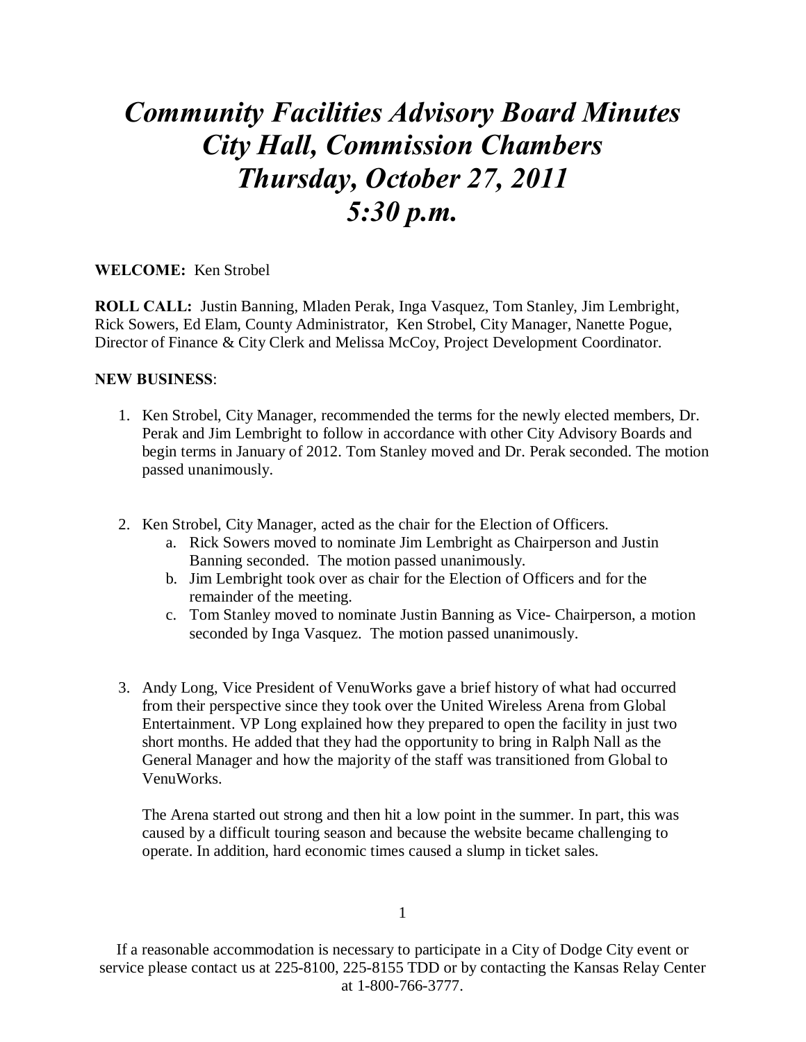# *Community Facilities Advisory Board Minutes*
# *City Hall, Commission Chambers*
# *Thursday, October 27, 2011*
# *5:30 p.m.*

**WELCOME:** Ken Strobel

**ROLL CALL:** Justin Banning, Mladen Perak, Inga Vasquez, Tom Stanley, Jim Lembright, Rick Sowers, Ed Elam, County Administrator, Ken Strobel, City Manager, Nanette Pogue, Director of Finance & City Clerk and Melissa McCoy, Project Development Coordinator.

**NEW BUSINESS**:

1. Ken Strobel, City Manager, recommended the terms for the newly elected members, Dr. Perak and Jim Lembright to follow in accordance with other City Advisory Boards and begin terms in January of 2012. Tom Stanley moved and Dr. Perak seconded. The motion passed unanimously.

2. Ken Strobel, City Manager, acted as the chair for the Election of Officers.
   a. Rick Sowers moved to nominate Jim Lembright as Chairperson and Justin Banning seconded. The motion passed unanimously.
   b. Jim Lembright took over as chair for the Election of Officers and for the remainder of the meeting.
   c. Tom Stanley moved to nominate Justin Banning as Vice- Chairperson, a motion seconded by Inga Vasquez. The motion passed unanimously.

3. Andy Long, Vice President of VenuWorks gave a brief history of what had occurred from their perspective since they took over the United Wireless Arena from Global Entertainment. VP Long explained how they prepared to open the facility in just two short months. He added that they had the opportunity to bring in Ralph Nall as the General Manager and how the majority of the staff was transitioned from Global to VenuWorks.

   The Arena started out strong and then hit a low point in the summer. In part, this was caused by a difficult touring season and because the website became challenging to operate. In addition, hard economic times caused a slump in ticket sales.

If a reasonable accommodation is necessary to participate in a City of Dodge City event or service please contact us at 225-8100, 225-8155 TDD or by contacting the Kansas Relay Center at 1-800-766-3777.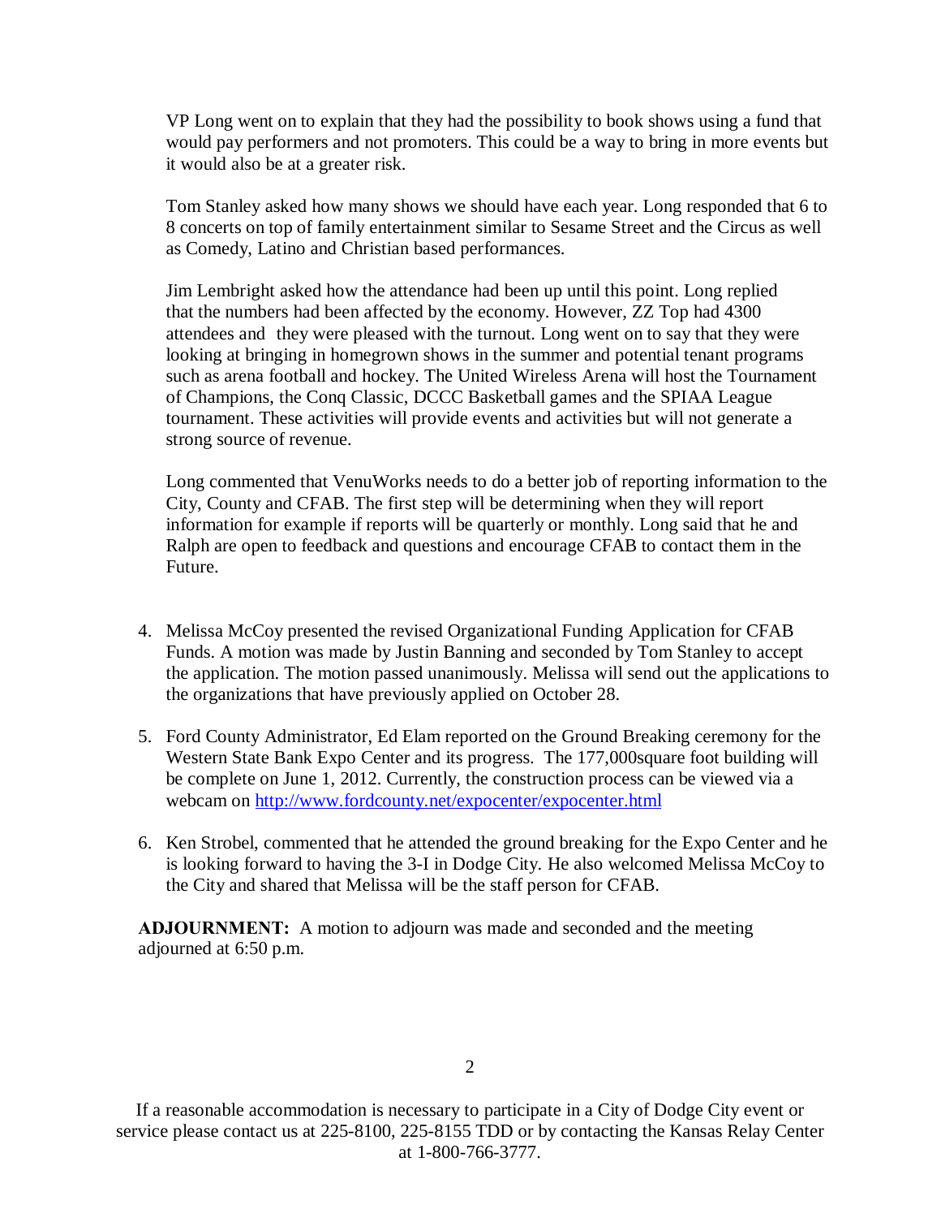VP Long went on to explain that they had the possibility to book shows using a fund that would pay performers and not promoters. This could be a way to bring in more events but it would also be at a greater risk.

Tom Stanley asked how many shows we should have each year. Long responded that 6 to 8 concerts on top of family entertainment similar to Sesame Street and the Circus as well as Comedy, Latino and Christian based performances.

Jim Lembright asked how the attendance had been up until this point. Long replied that the numbers had been affected by the economy. However, ZZ Top had 4300 attendees and they were pleased with the turnout. Long went on to say that they were looking at bringing in homegrown shows in the summer and potential tenant programs such as arena football and hockey. The United Wireless Arena will host the Tournament of Champions, the Conq Classic, DCCC Basketball games and the SPIAA League tournament. These activities will provide events and activities but will not generate a strong source of revenue.

Long commented that VenuWorks needs to do a better job of reporting information to the City, County and CFAB. The first step will be determining when they will report information for example if reports will be quarterly or monthly. Long said that he and Ralph are open to feedback and questions and encourage CFAB to contact them in the Future.

4. Melissa McCoy presented the revised Organizational Funding Application for CFAB Funds. A motion was made by Justin Banning and seconded by Tom Stanley to accept the application. The motion passed unanimously. Melissa will send out the applications to the organizations that have previously applied on October 28.

5. Ford County Administrator, Ed Elam reported on the Ground Breaking ceremony for the Western State Bank Expo Center and its progress. The 177,000square foot building will be complete on June 1, 2012. Currently, the construction process can be viewed via a webcam on http://www.fordcounty.net/expocenter/expocenter.html

6. Ken Strobel, commented that he attended the ground breaking for the Expo Center and he is looking forward to having the 3-I in Dodge City. He also welcomed Melissa McCoy to the City and shared that Melissa will be the staff person for CFAB.

**ADJOURNMENT:** A motion to adjourn was made and seconded and the meeting adjourned at 6:50 p.m.

If a reasonable accommodation is necessary to participate in a City of Dodge City event or service please contact us at 225-8100, 225-8155 TDD or by contacting the Kansas Relay Center at 1-800-766-3777.